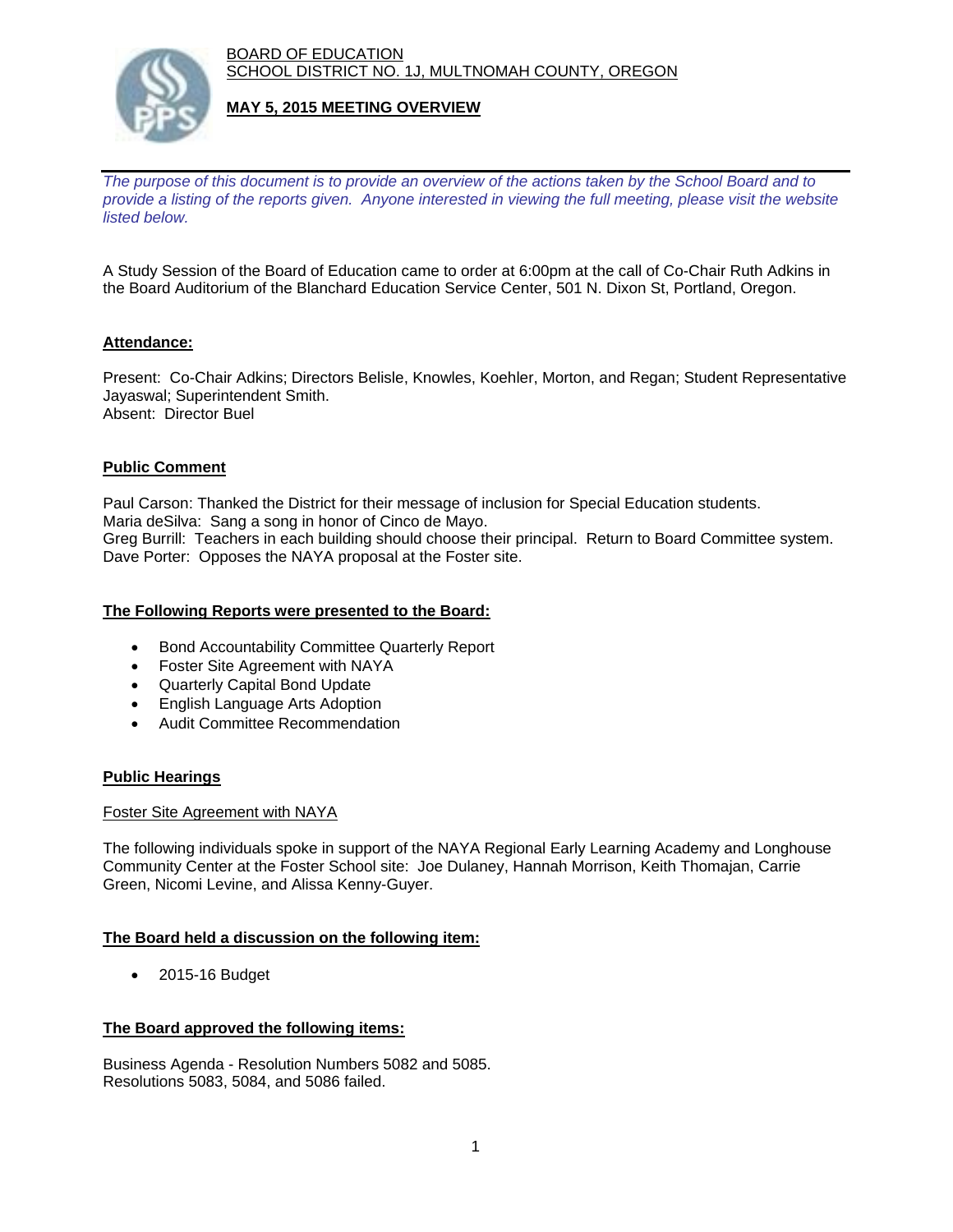BOARD OF EDUCATION
SCHOOL DISTRICT NO. 1J, MULTNOMAH COUNTY, OREGON

**MAY 5, 2015 MEETING OVERVIEW**

---

*The purpose of this document is to provide an overview of the actions taken by the School Board and to provide a listing of the reports given. Anyone interested in viewing the full meeting, please visit the website listed below.*

A Study Session of the Board of Education came to order at 6:00pm at the call of Co-Chair Ruth Adkins in the Board Auditorium of the Blanchard Education Service Center, 501 N. Dixon St, Portland, Oregon.

## Attendance:

Present: Co-Chair Adkins; Directors Belisle, Knowles, Koehler, Morton, and Regan; Student Representative Jayaswal; Superintendent Smith.
Absent: Director Buel

## Public Comment

Paul Carson: Thanked the District for their message of inclusion for Special Education students.
Maria deSilva: Sang a song in honor of Cinco de Mayo.
Greg Burrill: Teachers in each building should choose their principal. Return to Board Committee system.
Dave Porter: Opposes the NAYA proposal at the Foster site.

## The Following Reports were presented to the Board:

- Bond Accountability Committee Quarterly Report
- Foster Site Agreement with NAYA
- Quarterly Capital Bond Update
- English Language Arts Adoption
- Audit Committee Recommendation

## Public Hearings

Foster Site Agreement with NAYA

The following individuals spoke in support of the NAYA Regional Early Learning Academy and Longhouse Community Center at the Foster School site: Joe Dulaney, Hannah Morrison, Keith Thomajan, Carrie Green, Nicomi Levine, and Alissa Kenny-Guyer.

## The Board held a discussion on the following item:

- 2015-16 Budget

## The Board approved the following items:

Business Agenda - Resolution Numbers 5082 and 5085.
Resolutions 5083, 5084, and 5086 failed.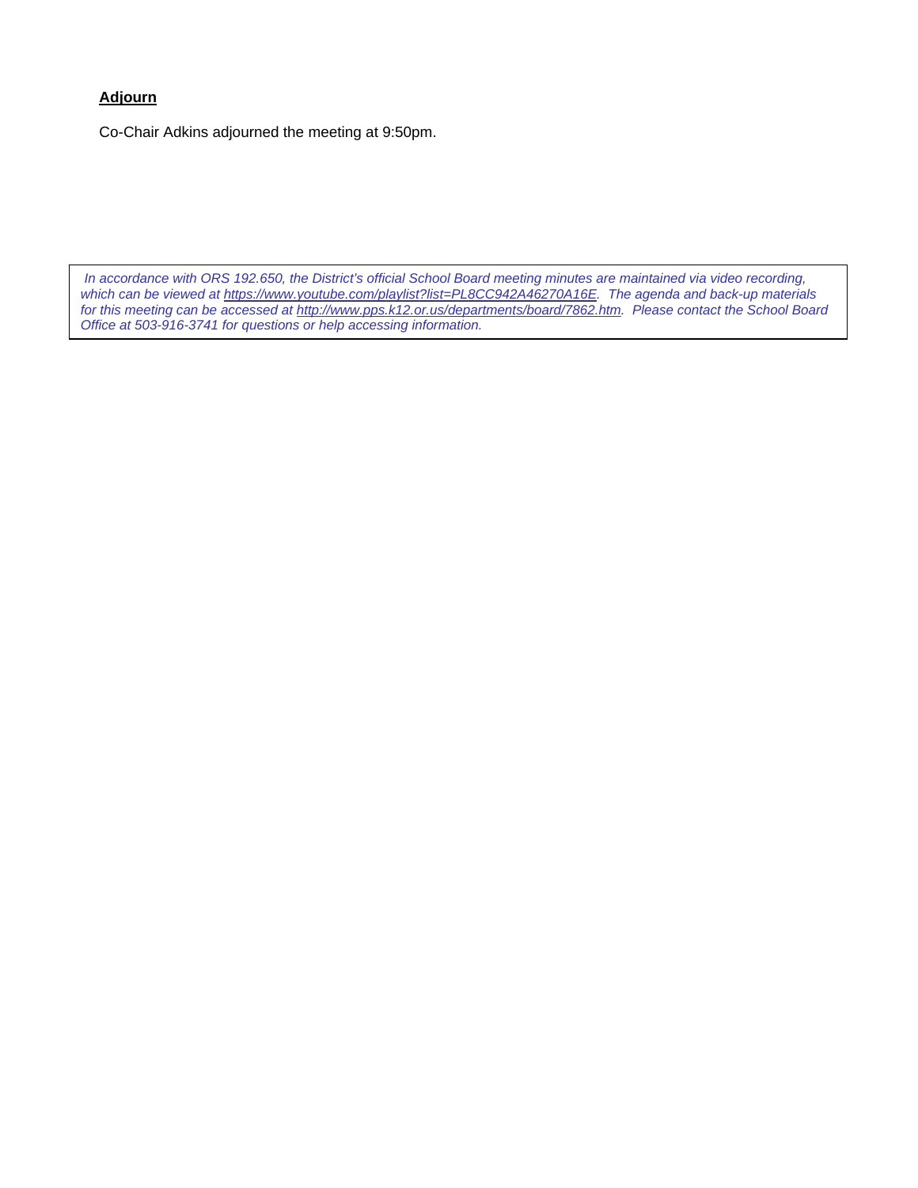**Adjourn**

Co-Chair Adkins adjourned the meeting at 9:50pm.

*In accordance with ORS 192.650, the District's official School Board meeting minutes are maintained via video recording, which can be viewed at https://www.youtube.com/playlist?list=PL8CC942A46270A16E. The agenda and back-up materials for this meeting can be accessed at http://www.pps.k12.or.us/departments/board/7862.htm. Please contact the School Board Office at 503-916-3741 for questions or help accessing information.*